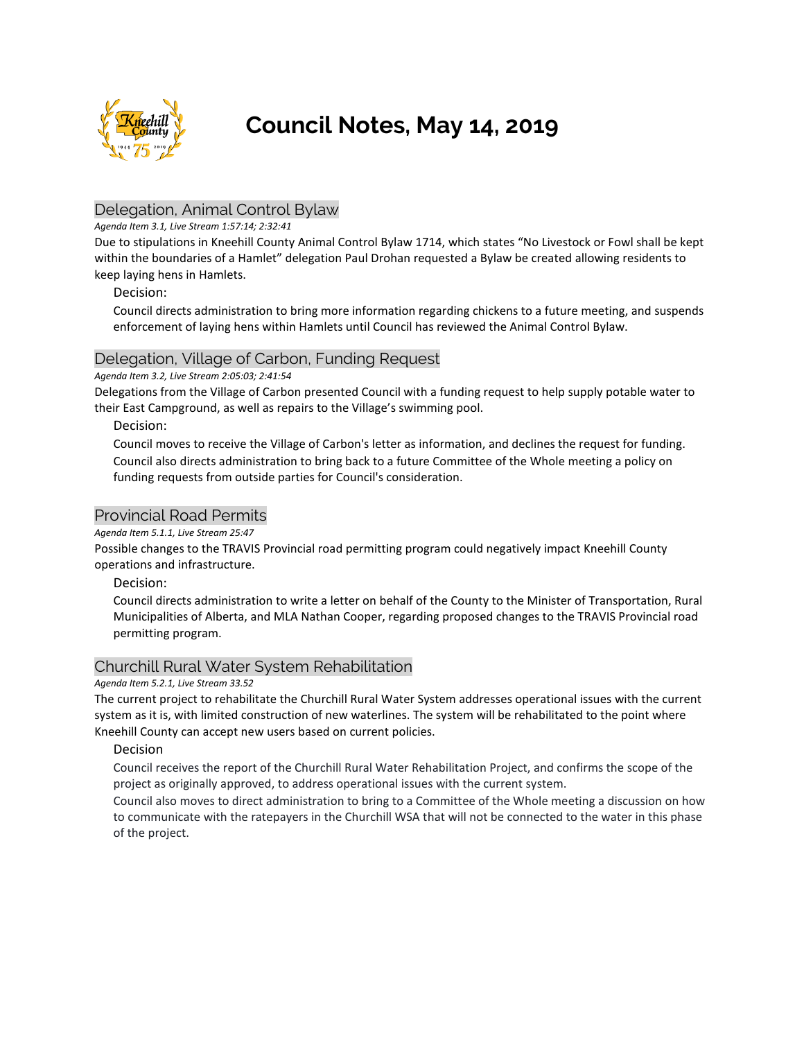# Council Notes, May 14, 2019

## Delegation, Animal Control Bylaw

*Agenda Item 3.1, Live Stream 1:57:14; 2:32:41*

Due to stipulations in Kneehill County Animal Control Bylaw 1714, which states "No Livestock or Fowl shall be kept within the boundaries of a Hamlet" delegation Paul Drohan requested a Bylaw be created allowing residents to keep laying hens in Hamlets.

Decision:

Council directs administration to bring more information regarding chickens to a future meeting, and suspends enforcement of laying hens within Hamlets until Council has reviewed the Animal Control Bylaw.

## Delegation, Village of Carbon, Funding Request

*Agenda Item 3.2, Live Stream 2:05:03; 2:41:54*

Delegations from the Village of Carbon presented Council with a funding request to help supply potable water to their East Campground, as well as repairs to the Village's swimming pool.

Decision:

Council moves to receive the Village of Carbon's letter as information, and declines the request for funding. Council also directs administration to bring back to a future Committee of the Whole meeting a policy on funding requests from outside parties for Council's consideration.

## Provincial Road Permits

*Agenda Item 5.1.1, Live Stream 25:47*

Possible changes to the TRAVIS Provincial road permitting program could negatively impact Kneehill County operations and infrastructure.

Decision:

Council directs administration to write a letter on behalf of the County to the Minister of Transportation, Rural Municipalities of Alberta, and MLA Nathan Cooper, regarding proposed changes to the TRAVIS Provincial road permitting program.

## Churchill Rural Water System Rehabilitation

*Agenda Item 5.2.1, Live Stream 33.52*

The current project to rehabilitate the Churchill Rural Water System addresses operational issues with the current system as it is, with limited construction of new waterlines. The system will be rehabilitated to the point where Kneehill County can accept new users based on current policies.

Decision

Council receives the report of the Churchill Rural Water Rehabilitation Project, and confirms the scope of the project as originally approved, to address operational issues with the current system.

Council also moves to direct administration to bring to a Committee of the Whole meeting a discussion on how to communicate with the ratepayers in the Churchill WSA that will not be connected to the water in this phase of the project.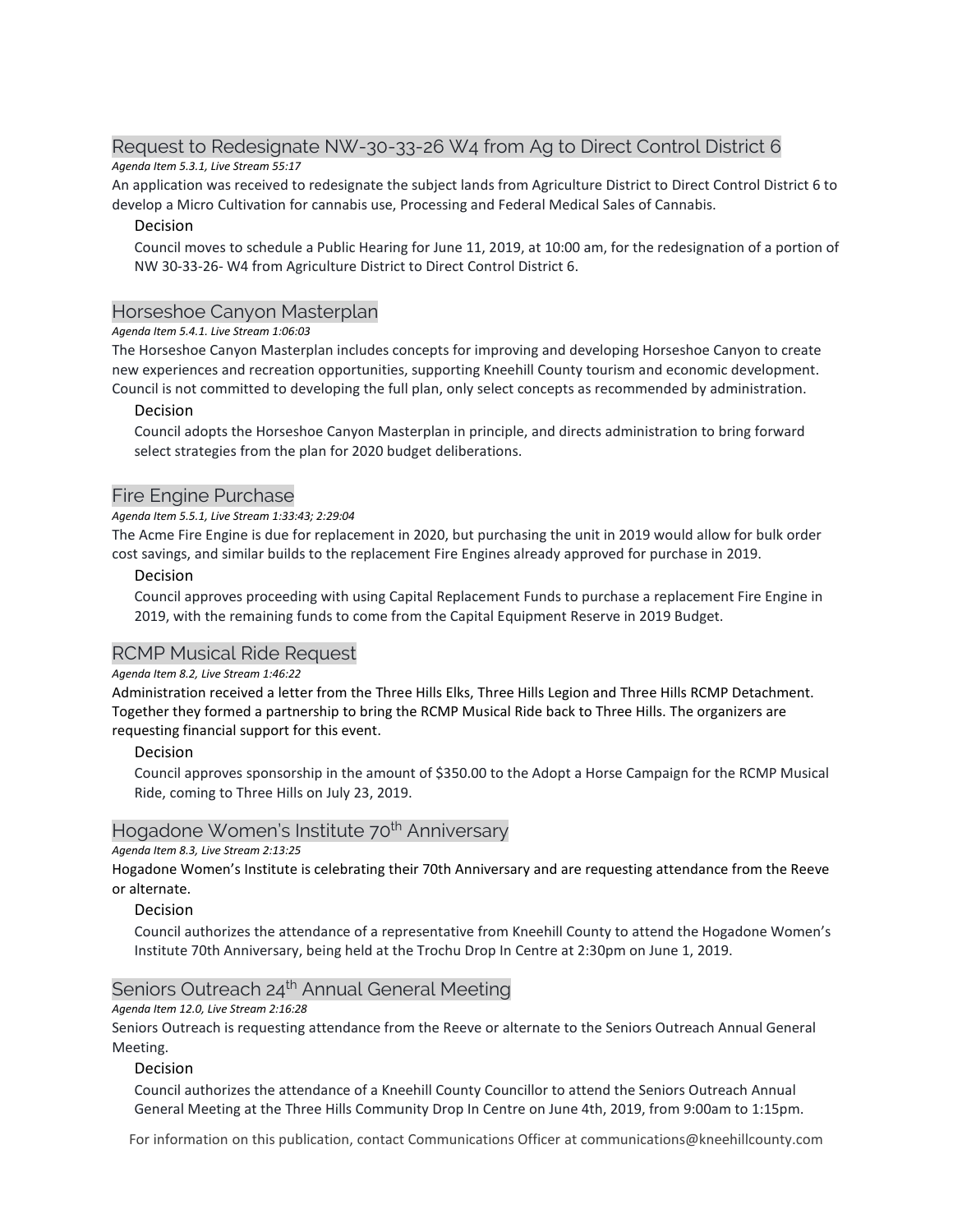## Request to Redesignate NW-30-33-26 W4 from Ag to Direct Control District 6

*Agenda Item 5.3.1, Live Stream 55:17*

An application was received to redesignate the subject lands from Agriculture District to Direct Control District 6 to develop a Micro Cultivation for cannabis use, Processing and Federal Medical Sales of Cannabis.

### Decision

Council moves to schedule a Public Hearing for June 11, 2019, at 10:00 am, for the redesignation of a portion of NW 30-33-26- W4 from Agriculture District to Direct Control District 6.

## Horseshoe Canyon Masterplan

*Agenda Item 5.4.1. Live Stream 1:06:03*

The Horseshoe Canyon Masterplan includes concepts for improving and developing Horseshoe Canyon to create new experiences and recreation opportunities, supporting Kneehill County tourism and economic development. Council is not committed to developing the full plan, only select concepts as recommended by administration.

### Decision

Council adopts the Horseshoe Canyon Masterplan in principle, and directs administration to bring forward select strategies from the plan for 2020 budget deliberations.

## Fire Engine Purchase

*Agenda Item 5.5.1, Live Stream 1:33:43; 2:29:04*

The Acme Fire Engine is due for replacement in 2020, but purchasing the unit in 2019 would allow for bulk order cost savings, and similar builds to the replacement Fire Engines already approved for purchase in 2019.

### Decision

Council approves proceeding with using Capital Replacement Funds to purchase a replacement Fire Engine in 2019, with the remaining funds to come from the Capital Equipment Reserve in 2019 Budget.

## RCMP Musical Ride Request

*Agenda Item 8.2, Live Stream 1:46:22*

Administration received a letter from the Three Hills Elks, Three Hills Legion and Three Hills RCMP Detachment. Together they formed a partnership to bring the RCMP Musical Ride back to Three Hills. The organizers are requesting financial support for this event.

### Decision

Council approves sponsorship in the amount of $350.00 to the Adopt a Horse Campaign for the RCMP Musical Ride, coming to Three Hills on July 23, 2019.

## Hogadone Women's Institute 70th Anniversary

*Agenda Item 8.3, Live Stream 2:13:25*

Hogadone Women's Institute is celebrating their 70th Anniversary and are requesting attendance from the Reeve or alternate.

### Decision

Council authorizes the attendance of a representative from Kneehill County to attend the Hogadone Women's Institute 70th Anniversary, being held at the Trochu Drop In Centre at 2:30pm on June 1, 2019.

## Seniors Outreach 24th Annual General Meeting

*Agenda Item 12.0, Live Stream 2:16:28*

Seniors Outreach is requesting attendance from the Reeve or alternate to the Seniors Outreach Annual General Meeting.

### Decision

Council authorizes the attendance of a Kneehill County Councillor to attend the Seniors Outreach Annual General Meeting at the Three Hills Community Drop In Centre on June 4th, 2019, from 9:00am to 1:15pm.

For information on this publication, contact Communications Officer at communications@kneehillcounty.com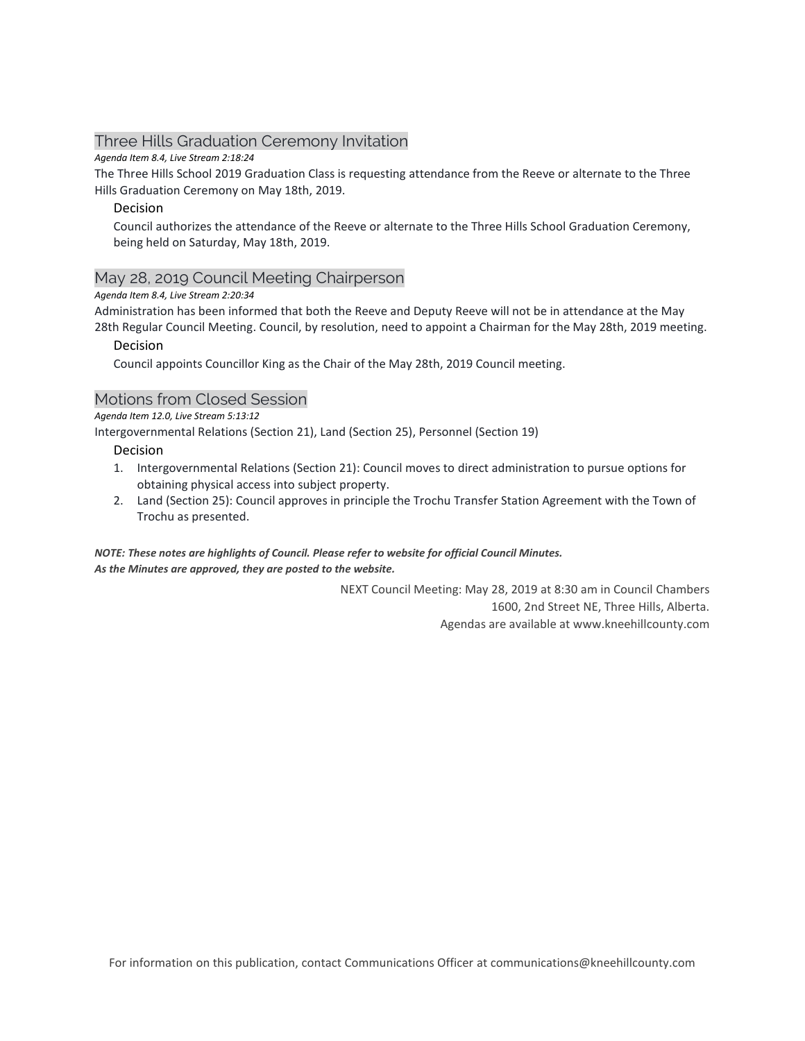## Three Hills Graduation Ceremony Invitation

*Agenda Item 8.4, Live Stream 2:18:24*

The Three Hills School 2019 Graduation Class is requesting attendance from the Reeve or alternate to the Three Hills Graduation Ceremony on May 18th, 2019.

### Decision

Council authorizes the attendance of the Reeve or alternate to the Three Hills School Graduation Ceremony, being held on Saturday, May 18th, 2019.

## May 28, 2019 Council Meeting Chairperson

*Agenda Item 8.4, Live Stream 2:20:34*

Administration has been informed that both the Reeve and Deputy Reeve will not be in attendance at the May 28th Regular Council Meeting. Council, by resolution, need to appoint a Chairman for the May 28th, 2019 meeting.

### Decision

Council appoints Councillor King as the Chair of the May 28th, 2019 Council meeting.

## Motions from Closed Session

*Agenda Item 12.0, Live Stream 5:13:12*

Intergovernmental Relations (Section 21), Land (Section 25), Personnel (Section 19)

### Decision

1. Intergovernmental Relations (Section 21): Council moves to direct administration to pursue options for obtaining physical access into subject property.
2. Land (Section 25): Council approves in principle the Trochu Transfer Station Agreement with the Town of Trochu as presented.

***NOTE: These notes are highlights of Council. Please refer to website for official Council Minutes.***
***As the Minutes are approved, they are posted to the website.***

NEXT Council Meeting: May 28, 2019 at 8:30 am in Council Chambers
1600, 2nd Street NE, Three Hills, Alberta.
Agendas are available at www.kneehillcounty.com

For information on this publication, contact Communications Officer at communications@kneehillcounty.com